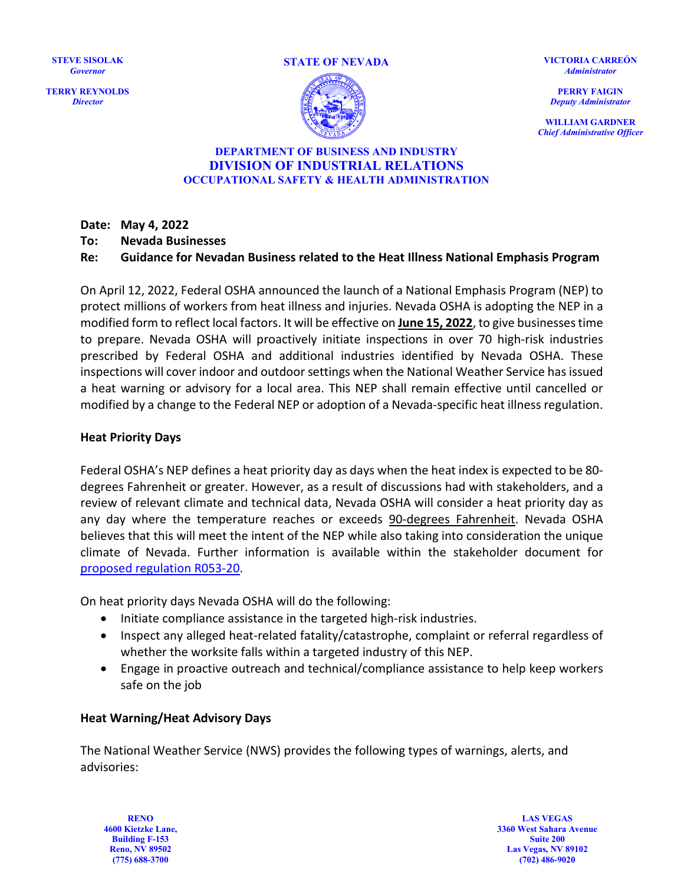**STEVE SISOLAK**
*Governor*

**TERRY REYNOLDS**
*Director*

**STATE OF NEVADA**

**VICTORIA CARREÓN**
*Administrator*

**PERRY FAIGIN**
*Deputy Administrator*

**WILLIAM GARDNER**
*Chief Administrative Officer*

**DEPARTMENT OF BUSINESS AND INDUSTRY**
**DIVISION OF INDUSTRIAL RELATIONS**
**OCCUPATIONAL SAFETY & HEALTH ADMINISTRATION**

**Date:** **May 4, 2022**
**To:** **Nevada Businesses**
**Re:** **Guidance for Nevadan Business related to the Heat Illness National Emphasis Program**

On April 12, 2022, Federal OSHA announced the launch of a National Emphasis Program (NEP) to protect millions of workers from heat illness and injuries. Nevada OSHA is adopting the NEP in a modified form to reflect local factors. It will be effective on **June 15, 2022**, to give businesses time to prepare. Nevada OSHA will proactively initiate inspections in over 70 high-risk industries prescribed by Federal OSHA and additional industries identified by Nevada OSHA. These inspections will cover indoor and outdoor settings when the National Weather Service has issued a heat warning or advisory for a local area. This NEP shall remain effective until cancelled or modified by a change to the Federal NEP or adoption of a Nevada-specific heat illness regulation.

### Heat Priority Days

Federal OSHA's NEP defines a heat priority day as days when the heat index is expected to be 80-degrees Fahrenheit or greater. However, as a result of discussions had with stakeholders, and a review of relevant climate and technical data, Nevada OSHA will consider a heat priority day as any day where the temperature reaches or exceeds 90-degrees Fahrenheit. Nevada OSHA believes that this will meet the intent of the NEP while also taking into consideration the unique climate of Nevada. Further information is available within the stakeholder document for proposed regulation R053-20.

On heat priority days Nevada OSHA will do the following:

- Initiate compliance assistance in the targeted high-risk industries.
- Inspect any alleged heat-related fatality/catastrophe, complaint or referral regardless of whether the worksite falls within a targeted industry of this NEP.
- Engage in proactive outreach and technical/compliance assistance to help keep workers safe on the job

### Heat Warning/Heat Advisory Days

The National Weather Service (NWS) provides the following types of warnings, alerts, and advisories:

**RENO**
**4600 Kietzke Lane,**
**Building F-153**
**Reno, NV 89502**
**(775) 688-3700**

**LAS VEGAS**
**3360 West Sahara Avenue**
**Suite 200**
**Las Vegas, NV 89102**
**(702) 486-9020**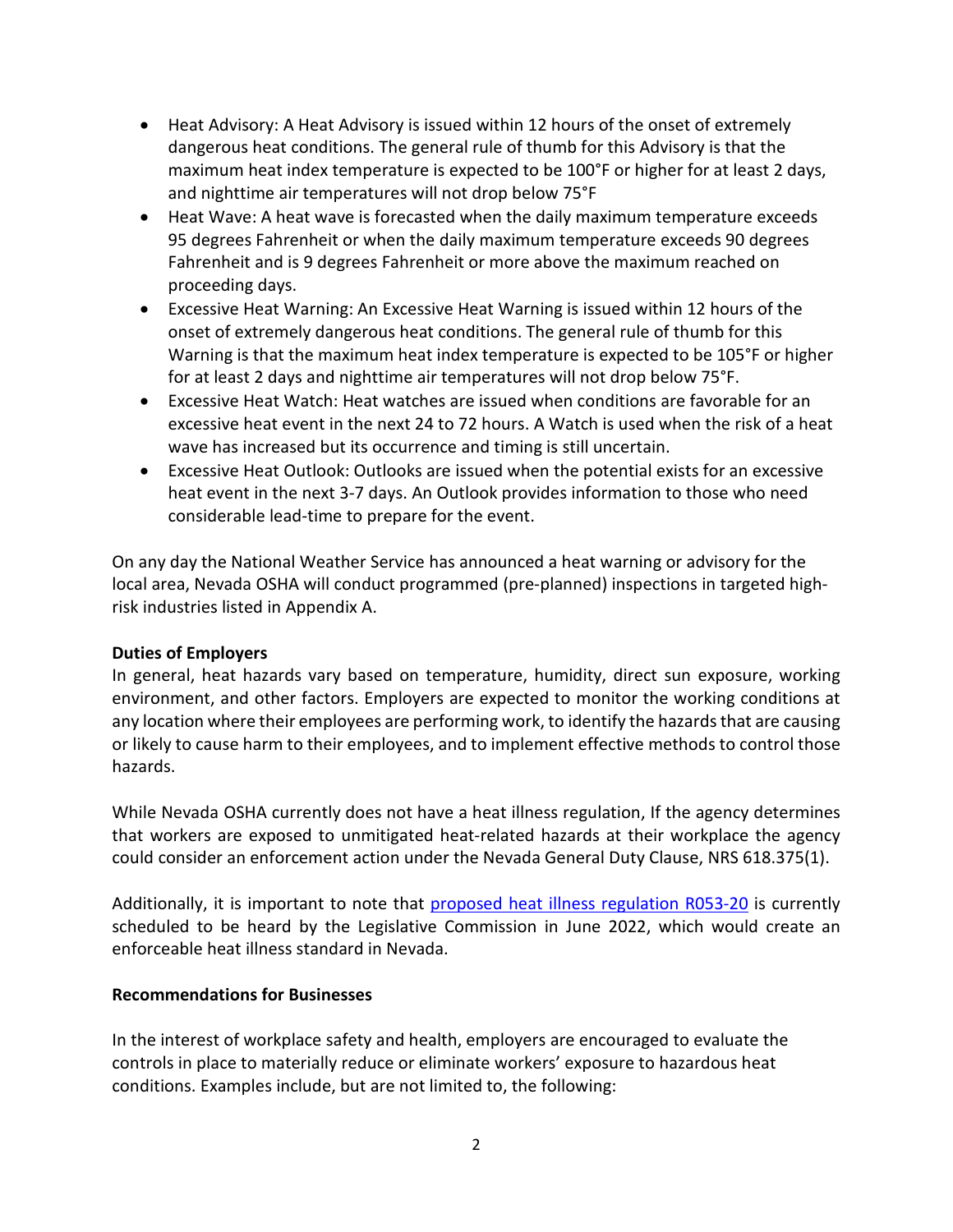- Heat Advisory: A Heat Advisory is issued within 12 hours of the onset of extremely dangerous heat conditions. The general rule of thumb for this Advisory is that the maximum heat index temperature is expected to be 100°F or higher for at least 2 days, and nighttime air temperatures will not drop below 75°F
- Heat Wave: A heat wave is forecasted when the daily maximum temperature exceeds 95 degrees Fahrenheit or when the daily maximum temperature exceeds 90 degrees Fahrenheit and is 9 degrees Fahrenheit or more above the maximum reached on proceeding days.
- Excessive Heat Warning: An Excessive Heat Warning is issued within 12 hours of the onset of extremely dangerous heat conditions. The general rule of thumb for this Warning is that the maximum heat index temperature is expected to be 105°F or higher for at least 2 days and nighttime air temperatures will not drop below 75°F.
- Excessive Heat Watch: Heat watches are issued when conditions are favorable for an excessive heat event in the next 24 to 72 hours. A Watch is used when the risk of a heat wave has increased but its occurrence and timing is still uncertain.
- Excessive Heat Outlook: Outlooks are issued when the potential exists for an excessive heat event in the next 3-7 days. An Outlook provides information to those who need considerable lead-time to prepare for the event.

On any day the National Weather Service has announced a heat warning or advisory for the local area, Nevada OSHA will conduct programmed (pre-planned) inspections in targeted high-risk industries listed in Appendix A.

**Duties of Employers**

In general, heat hazards vary based on temperature, humidity, direct sun exposure, working environment, and other factors. Employers are expected to monitor the working conditions at any location where their employees are performing work, to identify the hazards that are causing or likely to cause harm to their employees, and to implement effective methods to control those hazards.

While Nevada OSHA currently does not have a heat illness regulation, If the agency determines that workers are exposed to unmitigated heat-related hazards at their workplace the agency could consider an enforcement action under the Nevada General Duty Clause, NRS 618.375(1).

Additionally, it is important to note that proposed heat illness regulation R053-20 is currently scheduled to be heard by the Legislative Commission in June 2022, which would create an enforceable heat illness standard in Nevada.

**Recommendations for Businesses**

In the interest of workplace safety and health, employers are encouraged to evaluate the controls in place to materially reduce or eliminate workers' exposure to hazardous heat conditions. Examples include, but are not limited to, the following: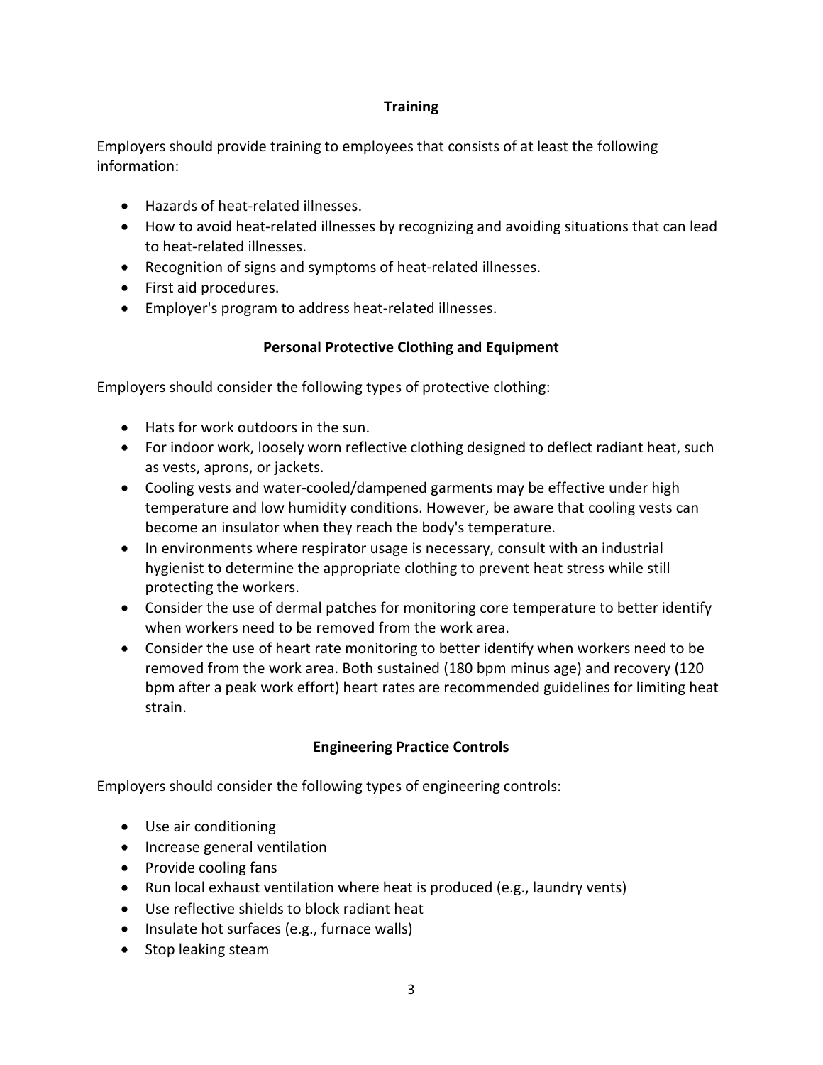## Training

Employers should provide training to employees that consists of at least the following information:

- Hazards of heat-related illnesses.
- How to avoid heat-related illnesses by recognizing and avoiding situations that can lead to heat-related illnesses.
- Recognition of signs and symptoms of heat-related illnesses.
- First aid procedures.
- Employer's program to address heat-related illnesses.

## Personal Protective Clothing and Equipment

Employers should consider the following types of protective clothing:

- Hats for work outdoors in the sun.
- For indoor work, loosely worn reflective clothing designed to deflect radiant heat, such as vests, aprons, or jackets.
- Cooling vests and water-cooled/dampened garments may be effective under high temperature and low humidity conditions. However, be aware that cooling vests can become an insulator when they reach the body's temperature.
- In environments where respirator usage is necessary, consult with an industrial hygienist to determine the appropriate clothing to prevent heat stress while still protecting the workers.
- Consider the use of dermal patches for monitoring core temperature to better identify when workers need to be removed from the work area.
- Consider the use of heart rate monitoring to better identify when workers need to be removed from the work area. Both sustained (180 bpm minus age) and recovery (120 bpm after a peak work effort) heart rates are recommended guidelines for limiting heat strain.

## Engineering Practice Controls

Employers should consider the following types of engineering controls:

- Use air conditioning
- Increase general ventilation
- Provide cooling fans
- Run local exhaust ventilation where heat is produced (e.g., laundry vents)
- Use reflective shields to block radiant heat
- Insulate hot surfaces (e.g., furnace walls)
- Stop leaking steam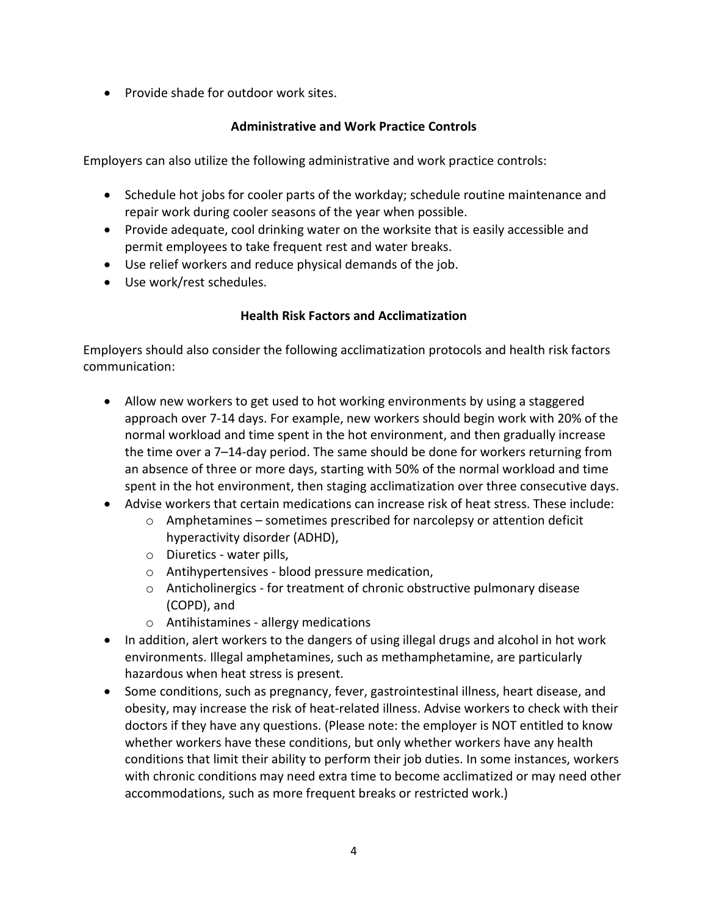- Provide shade for outdoor work sites.

### Administrative and Work Practice Controls

Employers can also utilize the following administrative and work practice controls:

- Schedule hot jobs for cooler parts of the workday; schedule routine maintenance and repair work during cooler seasons of the year when possible.
- Provide adequate, cool drinking water on the worksite that is easily accessible and permit employees to take frequent rest and water breaks.
- Use relief workers and reduce physical demands of the job.
- Use work/rest schedules.

### Health Risk Factors and Acclimatization

Employers should also consider the following acclimatization protocols and health risk factors communication:

- Allow new workers to get used to hot working environments by using a staggered approach over 7-14 days. For example, new workers should begin work with 20% of the normal workload and time spent in the hot environment, and then gradually increase the time over a 7–14-day period. The same should be done for workers returning from an absence of three or more days, starting with 50% of the normal workload and time spent in the hot environment, then staging acclimatization over three consecutive days.
- Advise workers that certain medications can increase risk of heat stress. These include:
  - Amphetamines – sometimes prescribed for narcolepsy or attention deficit hyperactivity disorder (ADHD),
  - Diuretics - water pills,
  - Antihypertensives - blood pressure medication,
  - Anticholinergics - for treatment of chronic obstructive pulmonary disease (COPD), and
  - Antihistamines - allergy medications
- In addition, alert workers to the dangers of using illegal drugs and alcohol in hot work environments. Illegal amphetamines, such as methamphetamine, are particularly hazardous when heat stress is present.
- Some conditions, such as pregnancy, fever, gastrointestinal illness, heart disease, and obesity, may increase the risk of heat-related illness. Advise workers to check with their doctors if they have any questions. (Please note: the employer is NOT entitled to know whether workers have these conditions, but only whether workers have any health conditions that limit their ability to perform their job duties. In some instances, workers with chronic conditions may need extra time to become acclimatized or may need other accommodations, such as more frequent breaks or restricted work.)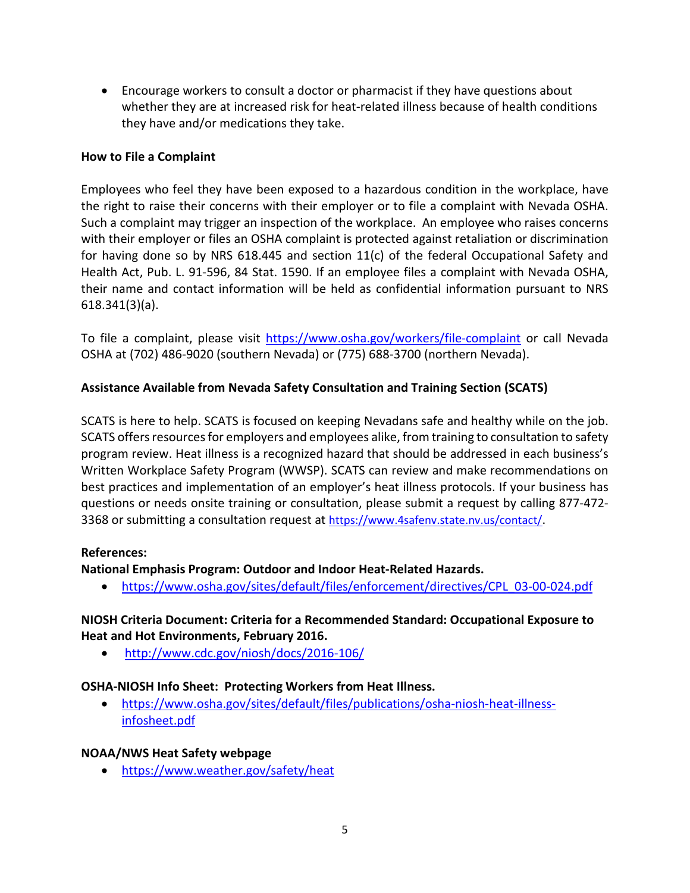- Encourage workers to consult a doctor or pharmacist if they have questions about whether they are at increased risk for heat-related illness because of health conditions they have and/or medications they take.

**How to File a Complaint**

Employees who feel they have been exposed to a hazardous condition in the workplace, have the right to raise their concerns with their employer or to file a complaint with Nevada OSHA. Such a complaint may trigger an inspection of the workplace. An employee who raises concerns with their employer or files an OSHA complaint is protected against retaliation or discrimination for having done so by NRS 618.445 and section 11(c) of the federal Occupational Safety and Health Act, Pub. L. 91-596, 84 Stat. 1590. If an employee files a complaint with Nevada OSHA, their name and contact information will be held as confidential information pursuant to NRS 618.341(3)(a).

To file a complaint, please visit https://www.osha.gov/workers/file-complaint or call Nevada OSHA at (702) 486-9020 (southern Nevada) or (775) 688-3700 (northern Nevada).

**Assistance Available from Nevada Safety Consultation and Training Section (SCATS)**

SCATS is here to help. SCATS is focused on keeping Nevadans safe and healthy while on the job. SCATS offers resources for employers and employees alike, from training to consultation to safety program review. Heat illness is a recognized hazard that should be addressed in each business's Written Workplace Safety Program (WWSP). SCATS can review and make recommendations on best practices and implementation of an employer's heat illness protocols. If your business has questions or needs onsite training or consultation, please submit a request by calling 877-472-3368 or submitting a consultation request at https://www.4safenv.state.nv.us/contact/.

**References:**

**National Emphasis Program: Outdoor and Indoor Heat-Related Hazards.**

- https://www.osha.gov/sites/default/files/enforcement/directives/CPL_03-00-024.pdf

**NIOSH Criteria Document: Criteria for a Recommended Standard: Occupational Exposure to Heat and Hot Environments, February 2016.**

- http://www.cdc.gov/niosh/docs/2016-106/

**OSHA-NIOSH Info Sheet: Protecting Workers from Heat Illness.**

- https://www.osha.gov/sites/default/files/publications/osha-niosh-heat-illness-infosheet.pdf

**NOAA/NWS Heat Safety webpage**

- https://www.weather.gov/safety/heat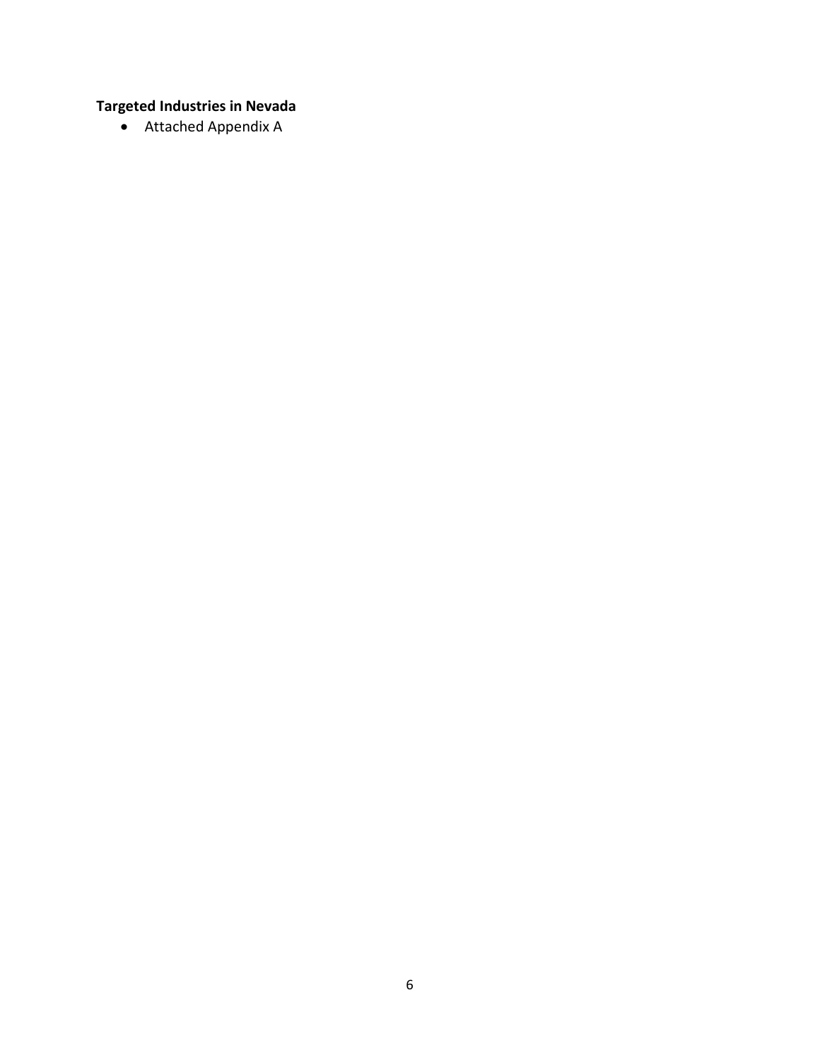**Targeted Industries in Nevada**

- Attached Appendix A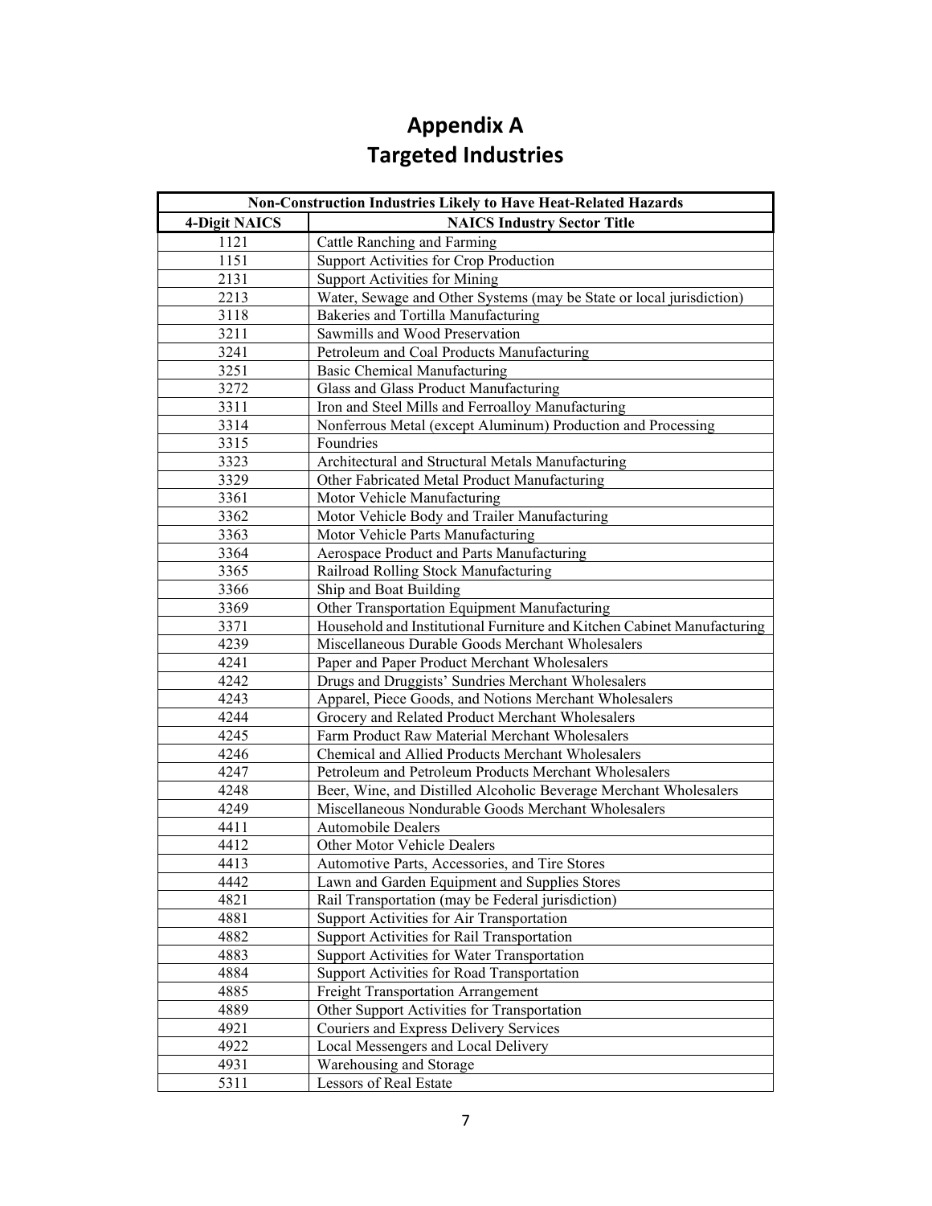# Appendix A
# Targeted Industries

| Non-Construction Industries Likely to Have Heat-Related Hazards | |
|---|---|
| **4-Digit NAICS** | **NAICS Industry Sector Title** |
| 1121 | Cattle Ranching and Farming |
| 1151 | Support Activities for Crop Production |
| 2131 | Support Activities for Mining |
| 2213 | Water, Sewage and Other Systems (may be State or local jurisdiction) |
| 3118 | Bakeries and Tortilla Manufacturing |
| 3211 | Sawmills and Wood Preservation |
| 3241 | Petroleum and Coal Products Manufacturing |
| 3251 | Basic Chemical Manufacturing |
| 3272 | Glass and Glass Product Manufacturing |
| 3311 | Iron and Steel Mills and Ferroalloy Manufacturing |
| 3314 | Nonferrous Metal (except Aluminum) Production and Processing |
| 3315 | Foundries |
| 3323 | Architectural and Structural Metals Manufacturing |
| 3329 | Other Fabricated Metal Product Manufacturing |
| 3361 | Motor Vehicle Manufacturing |
| 3362 | Motor Vehicle Body and Trailer Manufacturing |
| 3363 | Motor Vehicle Parts Manufacturing |
| 3364 | Aerospace Product and Parts Manufacturing |
| 3365 | Railroad Rolling Stock Manufacturing |
| 3366 | Ship and Boat Building |
| 3369 | Other Transportation Equipment Manufacturing |
| 3371 | Household and Institutional Furniture and Kitchen Cabinet Manufacturing |
| 4239 | Miscellaneous Durable Goods Merchant Wholesalers |
| 4241 | Paper and Paper Product Merchant Wholesalers |
| 4242 | Drugs and Druggists' Sundries Merchant Wholesalers |
| 4243 | Apparel, Piece Goods, and Notions Merchant Wholesalers |
| 4244 | Grocery and Related Product Merchant Wholesalers |
| 4245 | Farm Product Raw Material Merchant Wholesalers |
| 4246 | Chemical and Allied Products Merchant Wholesalers |
| 4247 | Petroleum and Petroleum Products Merchant Wholesalers |
| 4248 | Beer, Wine, and Distilled Alcoholic Beverage Merchant Wholesalers |
| 4249 | Miscellaneous Nondurable Goods Merchant Wholesalers |
| 4411 | Automobile Dealers |
| 4412 | Other Motor Vehicle Dealers |
| 4413 | Automotive Parts, Accessories, and Tire Stores |
| 4442 | Lawn and Garden Equipment and Supplies Stores |
| 4821 | Rail Transportation (may be Federal jurisdiction) |
| 4881 | Support Activities for Air Transportation |
| 4882 | Support Activities for Rail Transportation |
| 4883 | Support Activities for Water Transportation |
| 4884 | Support Activities for Road Transportation |
| 4885 | Freight Transportation Arrangement |
| 4889 | Other Support Activities for Transportation |
| 4921 | Couriers and Express Delivery Services |
| 4922 | Local Messengers and Local Delivery |
| 4931 | Warehousing and Storage |
| 5311 | Lessors of Real Estate |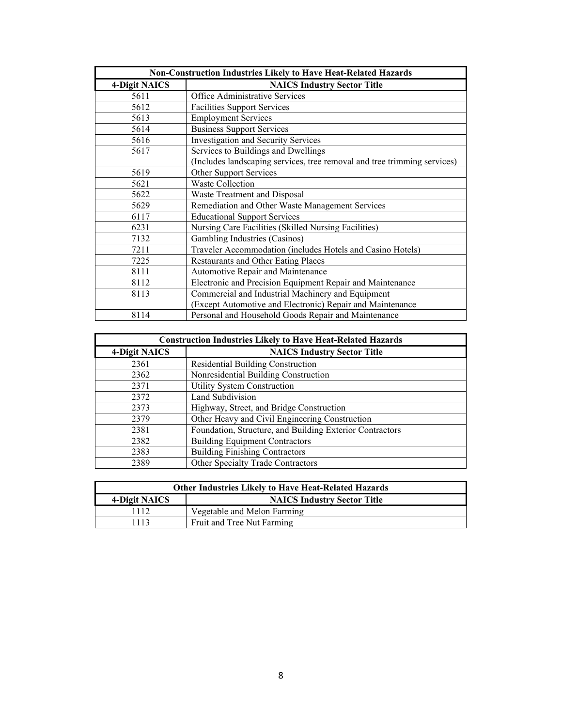| Non-Construction Industries Likely to Have Heat-Related Hazards | |
|---|---|
| **4-Digit NAICS** | **NAICS Industry Sector Title** |
| 5611 | Office Administrative Services |
| 5612 | Facilities Support Services |
| 5613 | Employment Services |
| 5614 | Business Support Services |
| 5616 | Investigation and Security Services |
| 5617 | Services to Buildings and Dwellings (Includes landscaping services, tree removal and tree trimming services) |
| 5619 | Other Support Services |
| 5621 | Waste Collection |
| 5622 | Waste Treatment and Disposal |
| 5629 | Remediation and Other Waste Management Services |
| 6117 | Educational Support Services |
| 6231 | Nursing Care Facilities (Skilled Nursing Facilities) |
| 7132 | Gambling Industries (Casinos) |
| 7211 | Traveler Accommodation (includes Hotels and Casino Hotels) |
| 7225 | Restaurants and Other Eating Places |
| 8111 | Automotive Repair and Maintenance |
| 8112 | Electronic and Precision Equipment Repair and Maintenance |
| 8113 | Commercial and Industrial Machinery and Equipment (Except Automotive and Electronic) Repair and Maintenance |
| 8114 | Personal and Household Goods Repair and Maintenance |

| Construction Industries Likely to Have Heat-Related Hazards | |
|---|---|
| **4-Digit NAICS** | **NAICS Industry Sector Title** |
| 2361 | Residential Building Construction |
| 2362 | Nonresidential Building Construction |
| 2371 | Utility System Construction |
| 2372 | Land Subdivision |
| 2373 | Highway, Street, and Bridge Construction |
| 2379 | Other Heavy and Civil Engineering Construction |
| 2381 | Foundation, Structure, and Building Exterior Contractors |
| 2382 | Building Equipment Contractors |
| 2383 | Building Finishing Contractors |
| 2389 | Other Specialty Trade Contractors |

| Other Industries Likely to Have Heat-Related Hazards | |
|---|---|
| **4-Digit NAICS** | **NAICS Industry Sector Title** |
| 1112 | Vegetable and Melon Farming |
| 1113 | Fruit and Tree Nut Farming |